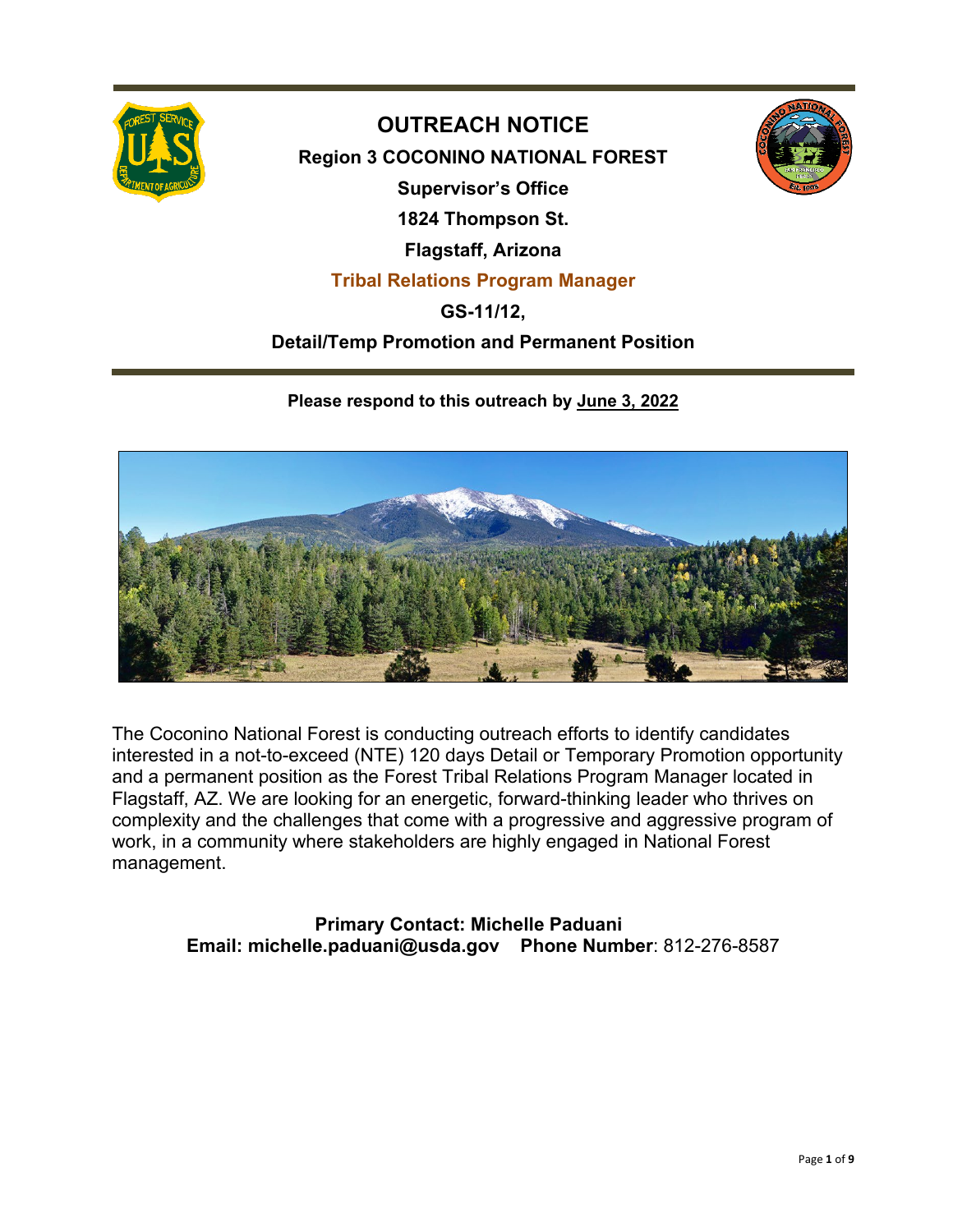# OUTREACH NOTICE

**Region 3 COCONINO NATIONAL FOREST**

**Supervisor's Office**

**1824 Thompson St.**

**Flagstaff, Arizona**

## Tribal Relations Program Manager

**GS-11/12,**

**Detail/Temp Promotion and Permanent Position**

**Please respond to this outreach by June 3, 2022**

The Coconino National Forest is conducting outreach efforts to identify candidates interested in a not-to-exceed (NTE) 120 days Detail or Temporary Promotion opportunity and a permanent position as the Forest Tribal Relations Program Manager located in Flagstaff, AZ. We are looking for an energetic, forward-thinking leader who thrives on complexity and the challenges that come with a progressive and aggressive program of work, in a community where stakeholders are highly engaged in National Forest management.

**Primary Contact: Michelle Paduani**
**Email: michelle.paduani@usda.gov** **Phone Number**: 812-276-8587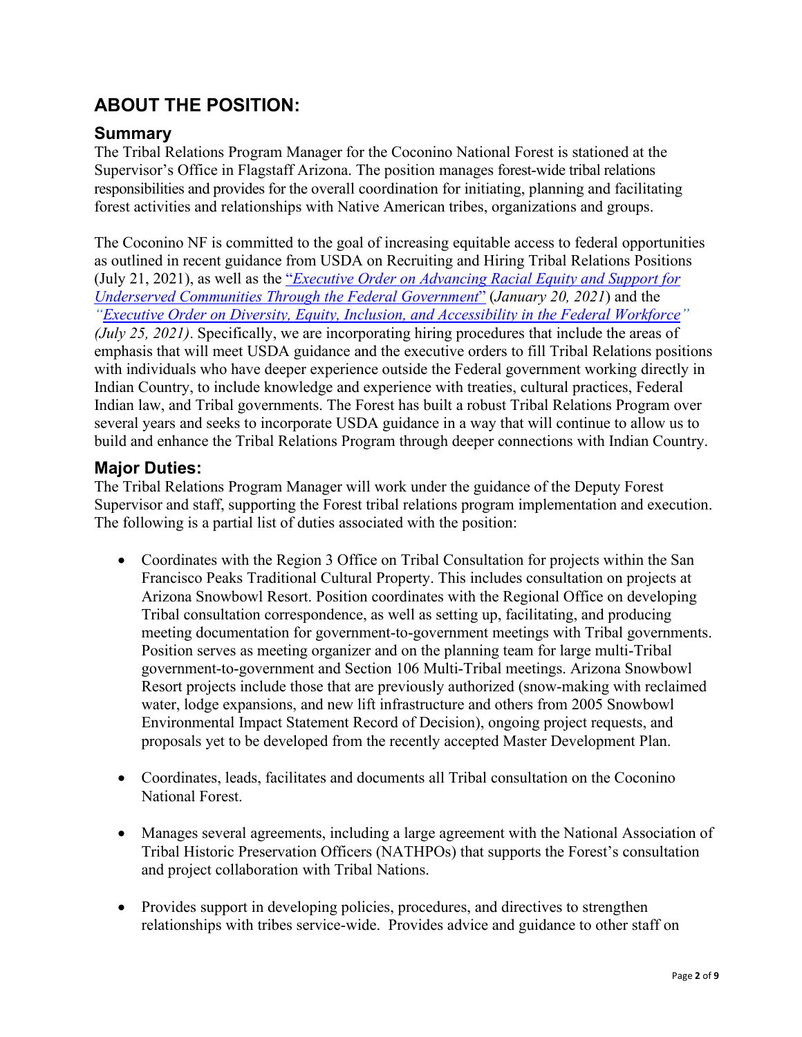# ABOUT THE POSITION:

## Summary

The Tribal Relations Program Manager for the Coconino National Forest is stationed at the Supervisor's Office in Flagstaff Arizona. The position manages forest-wide tribal relations responsibilities and provides for the overall coordination for initiating, planning and facilitating forest activities and relationships with Native American tribes, organizations and groups.

The Coconino NF is committed to the goal of increasing equitable access to federal opportunities as outlined in recent guidance from USDA on Recruiting and Hiring Tribal Relations Positions (July 21, 2021), as well as the "*Executive Order on Advancing Racial Equity and Support for Underserved Communities Through the Federal Government*" (*January 20, 2021*) and the *"Executive Order on Diversity, Equity, Inclusion, and Accessibility in the Federal Workforce" (July 25, 2021)*. Specifically, we are incorporating hiring procedures that include the areas of emphasis that will meet USDA guidance and the executive orders to fill Tribal Relations positions with individuals who have deeper experience outside the Federal government working directly in Indian Country, to include knowledge and experience with treaties, cultural practices, Federal Indian law, and Tribal governments. The Forest has built a robust Tribal Relations Program over several years and seeks to incorporate USDA guidance in a way that will continue to allow us to build and enhance the Tribal Relations Program through deeper connections with Indian Country.

## Major Duties:

The Tribal Relations Program Manager will work under the guidance of the Deputy Forest Supervisor and staff, supporting the Forest tribal relations program implementation and execution. The following is a partial list of duties associated with the position:

- Coordinates with the Region 3 Office on Tribal Consultation for projects within the San Francisco Peaks Traditional Cultural Property. This includes consultation on projects at Arizona Snowbowl Resort. Position coordinates with the Regional Office on developing Tribal consultation correspondence, as well as setting up, facilitating, and producing meeting documentation for government-to-government meetings with Tribal governments. Position serves as meeting organizer and on the planning team for large multi-Tribal government-to-government and Section 106 Multi-Tribal meetings. Arizona Snowbowl Resort projects include those that are previously authorized (snow-making with reclaimed water, lodge expansions, and new lift infrastructure and others from 2005 Snowbowl Environmental Impact Statement Record of Decision), ongoing project requests, and proposals yet to be developed from the recently accepted Master Development Plan.

- Coordinates, leads, facilitates and documents all Tribal consultation on the Coconino National Forest.

- Manages several agreements, including a large agreement with the National Association of Tribal Historic Preservation Officers (NATHPOs) that supports the Forest's consultation and project collaboration with Tribal Nations.

- Provides support in developing policies, procedures, and directives to strengthen relationships with tribes service-wide. Provides advice and guidance to other staff on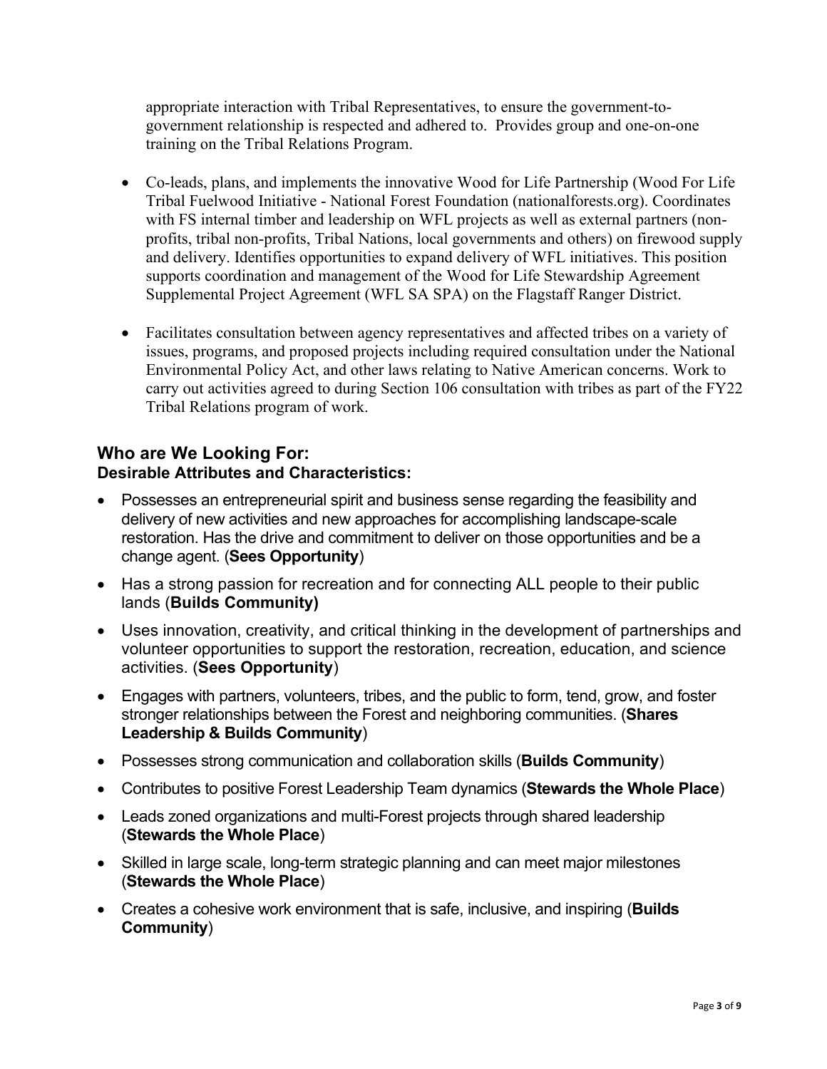appropriate interaction with Tribal Representatives, to ensure the government-to-government relationship is respected and adhered to. Provides group and one-on-one training on the Tribal Relations Program.

- Co-leads, plans, and implements the innovative Wood for Life Partnership (Wood For Life Tribal Fuelwood Initiative - National Forest Foundation (nationalforests.org). Coordinates with FS internal timber and leadership on WFL projects as well as external partners (non-profits, tribal non-profits, Tribal Nations, local governments and others) on firewood supply and delivery. Identifies opportunities to expand delivery of WFL initiatives. This position supports coordination and management of the Wood for Life Stewardship Agreement Supplemental Project Agreement (WFL SA SPA) on the Flagstaff Ranger District.

- Facilitates consultation between agency representatives and affected tribes on a variety of issues, programs, and proposed projects including required consultation under the National Environmental Policy Act, and other laws relating to Native American concerns. Work to carry out activities agreed to during Section 106 consultation with tribes as part of the FY22 Tribal Relations program of work.

## Who are We Looking For:
### Desirable Attributes and Characteristics:

- Possesses an entrepreneurial spirit and business sense regarding the feasibility and delivery of new activities and new approaches for accomplishing landscape-scale restoration. Has the drive and commitment to deliver on those opportunities and be a change agent. (**Sees Opportunity**)
- Has a strong passion for recreation and for connecting ALL people to their public lands (**Builds Community)**
- Uses innovation, creativity, and critical thinking in the development of partnerships and volunteer opportunities to support the restoration, recreation, education, and science activities. (**Sees Opportunity**)
- Engages with partners, volunteers, tribes, and the public to form, tend, grow, and foster stronger relationships between the Forest and neighboring communities. (**Shares Leadership & Builds Community**)
- Possesses strong communication and collaboration skills (**Builds Community**)
- Contributes to positive Forest Leadership Team dynamics (**Stewards the Whole Place**)
- Leads zoned organizations and multi-Forest projects through shared leadership (**Stewards the Whole Place**)
- Skilled in large scale, long-term strategic planning and can meet major milestones (**Stewards the Whole Place**)
- Creates a cohesive work environment that is safe, inclusive, and inspiring (**Builds Community**)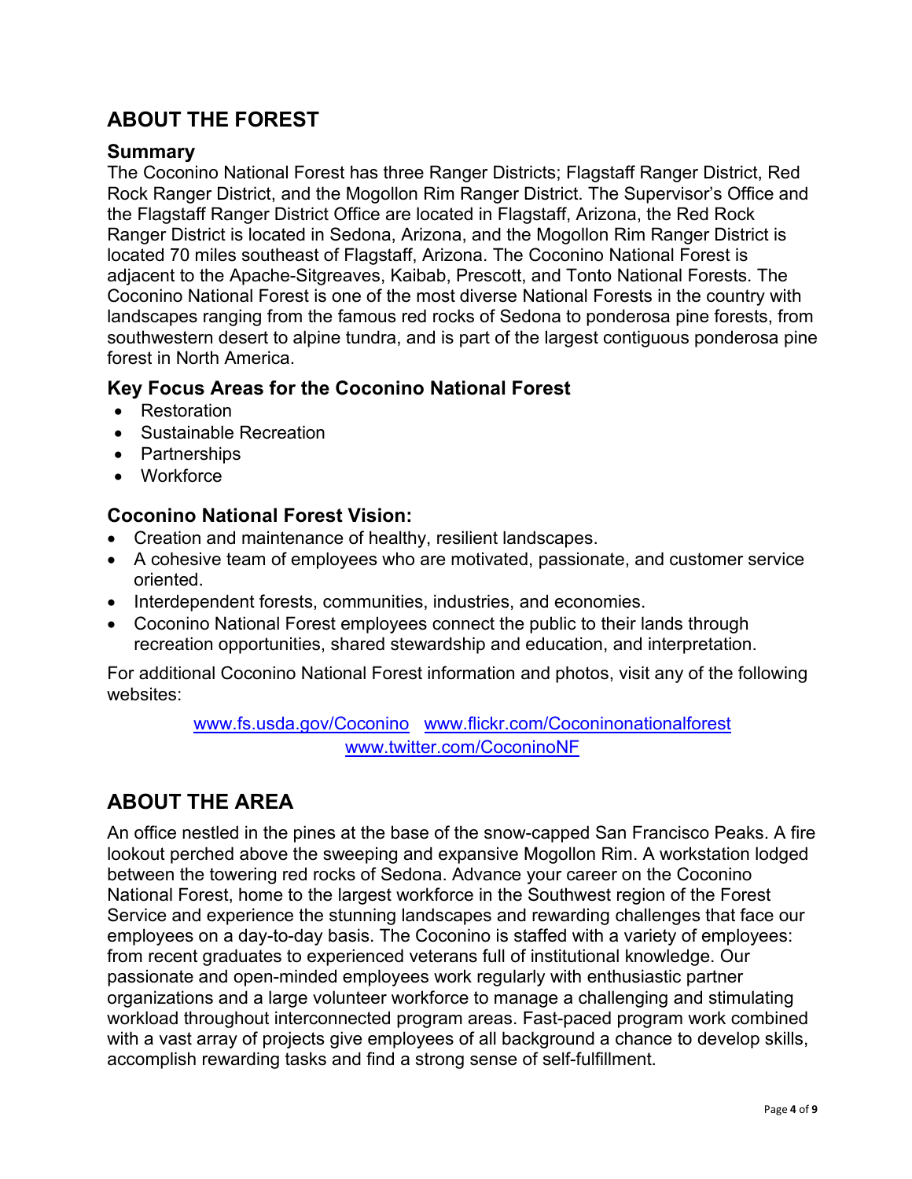## ABOUT THE FOREST

### Summary

The Coconino National Forest has three Ranger Districts; Flagstaff Ranger District, Red Rock Ranger District, and the Mogollon Rim Ranger District. The Supervisor's Office and the Flagstaff Ranger District Office are located in Flagstaff, Arizona, the Red Rock Ranger District is located in Sedona, Arizona, and the Mogollon Rim Ranger District is located 70 miles southeast of Flagstaff, Arizona. The Coconino National Forest is adjacent to the Apache-Sitgreaves, Kaibab, Prescott, and Tonto National Forests. The Coconino National Forest is one of the most diverse National Forests in the country with landscapes ranging from the famous red rocks of Sedona to ponderosa pine forests, from southwestern desert to alpine tundra, and is part of the largest contiguous ponderosa pine forest in North America.

### Key Focus Areas for the Coconino National Forest

- Restoration
- Sustainable Recreation
- Partnerships
- Workforce

### Coconino National Forest Vision:

- Creation and maintenance of healthy, resilient landscapes.
- A cohesive team of employees who are motivated, passionate, and customer service oriented.
- Interdependent forests, communities, industries, and economies.
- Coconino National Forest employees connect the public to their lands through recreation opportunities, shared stewardship and education, and interpretation.

For additional Coconino National Forest information and photos, visit any of the following websites:

www.fs.usda.gov/Coconino www.flickr.com/Coconinonationalforest
www.twitter.com/CoconinoNF

## ABOUT THE AREA

An office nestled in the pines at the base of the snow-capped San Francisco Peaks. A fire lookout perched above the sweeping and expansive Mogollon Rim. A workstation lodged between the towering red rocks of Sedona. Advance your career on the Coconino National Forest, home to the largest workforce in the Southwest region of the Forest Service and experience the stunning landscapes and rewarding challenges that face our employees on a day-to-day basis. The Coconino is staffed with a variety of employees: from recent graduates to experienced veterans full of institutional knowledge. Our passionate and open-minded employees work regularly with enthusiastic partner organizations and a large volunteer workforce to manage a challenging and stimulating workload throughout interconnected program areas. Fast-paced program work combined with a vast array of projects give employees of all background a chance to develop skills, accomplish rewarding tasks and find a strong sense of self-fulfillment.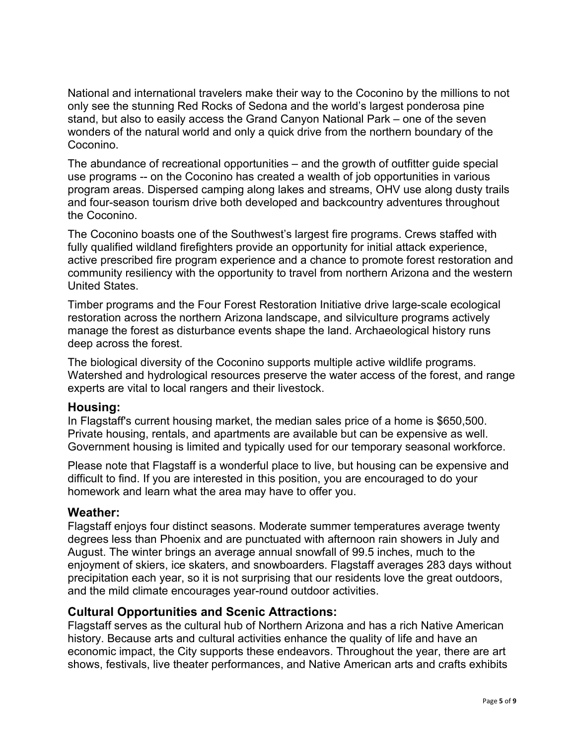National and international travelers make their way to the Coconino by the millions to not only see the stunning Red Rocks of Sedona and the world's largest ponderosa pine stand, but also to easily access the Grand Canyon National Park – one of the seven wonders of the natural world and only a quick drive from the northern boundary of the Coconino.

The abundance of recreational opportunities – and the growth of outfitter guide special use programs -- on the Coconino has created a wealth of job opportunities in various program areas. Dispersed camping along lakes and streams, OHV use along dusty trails and four-season tourism drive both developed and backcountry adventures throughout the Coconino.

The Coconino boasts one of the Southwest's largest fire programs. Crews staffed with fully qualified wildland firefighters provide an opportunity for initial attack experience, active prescribed fire program experience and a chance to promote forest restoration and community resiliency with the opportunity to travel from northern Arizona and the western United States.

Timber programs and the Four Forest Restoration Initiative drive large-scale ecological restoration across the northern Arizona landscape, and silviculture programs actively manage the forest as disturbance events shape the land. Archaeological history runs deep across the forest.

The biological diversity of the Coconino supports multiple active wildlife programs. Watershed and hydrological resources preserve the water access of the forest, and range experts are vital to local rangers and their livestock.

## Housing:

In Flagstaff's current housing market, the median sales price of a home is $650,500. Private housing, rentals, and apartments are available but can be expensive as well. Government housing is limited and typically used for our temporary seasonal workforce.

Please note that Flagstaff is a wonderful place to live, but housing can be expensive and difficult to find. If you are interested in this position, you are encouraged to do your homework and learn what the area may have to offer you.

## Weather:

Flagstaff enjoys four distinct seasons. Moderate summer temperatures average twenty degrees less than Phoenix and are punctuated with afternoon rain showers in July and August. The winter brings an average annual snowfall of 99.5 inches, much to the enjoyment of skiers, ice skaters, and snowboarders. Flagstaff averages 283 days without precipitation each year, so it is not surprising that our residents love the great outdoors, and the mild climate encourages year-round outdoor activities.

## Cultural Opportunities and Scenic Attractions:

Flagstaff serves as the cultural hub of Northern Arizona and has a rich Native American history. Because arts and cultural activities enhance the quality of life and have an economic impact, the City supports these endeavors. Throughout the year, there are art shows, festivals, live theater performances, and Native American arts and crafts exhibits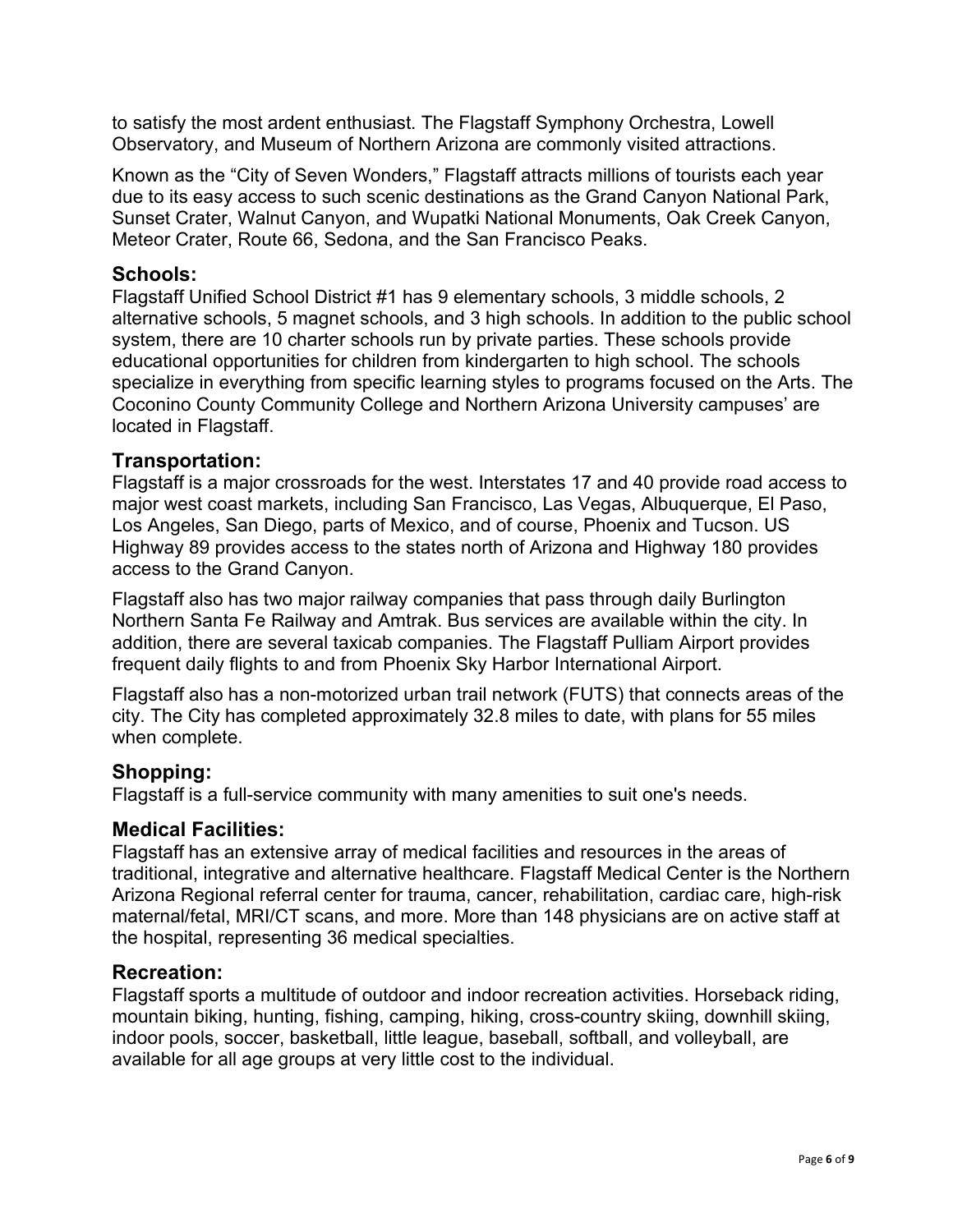to satisfy the most ardent enthusiast. The Flagstaff Symphony Orchestra, Lowell Observatory, and Museum of Northern Arizona are commonly visited attractions.

Known as the "City of Seven Wonders," Flagstaff attracts millions of tourists each year due to its easy access to such scenic destinations as the Grand Canyon National Park, Sunset Crater, Walnut Canyon, and Wupatki National Monuments, Oak Creek Canyon, Meteor Crater, Route 66, Sedona, and the San Francisco Peaks.

## Schools:

Flagstaff Unified School District #1 has 9 elementary schools, 3 middle schools, 2 alternative schools, 5 magnet schools, and 3 high schools. In addition to the public school system, there are 10 charter schools run by private parties. These schools provide educational opportunities for children from kindergarten to high school. The schools specialize in everything from specific learning styles to programs focused on the Arts. The Coconino County Community College and Northern Arizona University campuses' are located in Flagstaff.

## Transportation:

Flagstaff is a major crossroads for the west. Interstates 17 and 40 provide road access to major west coast markets, including San Francisco, Las Vegas, Albuquerque, El Paso, Los Angeles, San Diego, parts of Mexico, and of course, Phoenix and Tucson. US Highway 89 provides access to the states north of Arizona and Highway 180 provides access to the Grand Canyon.

Flagstaff also has two major railway companies that pass through daily Burlington Northern Santa Fe Railway and Amtrak. Bus services are available within the city. In addition, there are several taxicab companies. The Flagstaff Pulliam Airport provides frequent daily flights to and from Phoenix Sky Harbor International Airport.

Flagstaff also has a non-motorized urban trail network (FUTS) that connects areas of the city. The City has completed approximately 32.8 miles to date, with plans for 55 miles when complete.

## Shopping:

Flagstaff is a full-service community with many amenities to suit one's needs.

## Medical Facilities:

Flagstaff has an extensive array of medical facilities and resources in the areas of traditional, integrative and alternative healthcare. Flagstaff Medical Center is the Northern Arizona Regional referral center for trauma, cancer, rehabilitation, cardiac care, high-risk maternal/fetal, MRI/CT scans, and more. More than 148 physicians are on active staff at the hospital, representing 36 medical specialties.

## Recreation:

Flagstaff sports a multitude of outdoor and indoor recreation activities. Horseback riding, mountain biking, hunting, fishing, camping, hiking, cross-country skiing, downhill skiing, indoor pools, soccer, basketball, little league, baseball, softball, and volleyball, are available for all age groups at very little cost to the individual.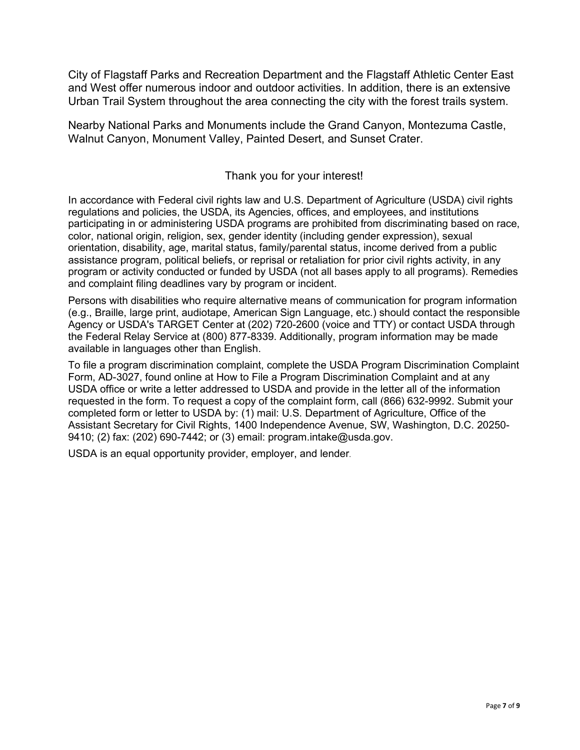City of Flagstaff Parks and Recreation Department and the Flagstaff Athletic Center East and West offer numerous indoor and outdoor activities. In addition, there is an extensive Urban Trail System throughout the area connecting the city with the forest trails system.

Nearby National Parks and Monuments include the Grand Canyon, Montezuma Castle, Walnut Canyon, Monument Valley, Painted Desert, and Sunset Crater.

Thank you for your interest!

In accordance with Federal civil rights law and U.S. Department of Agriculture (USDA) civil rights regulations and policies, the USDA, its Agencies, offices, and employees, and institutions participating in or administering USDA programs are prohibited from discriminating based on race, color, national origin, religion, sex, gender identity (including gender expression), sexual orientation, disability, age, marital status, family/parental status, income derived from a public assistance program, political beliefs, or reprisal or retaliation for prior civil rights activity, in any program or activity conducted or funded by USDA (not all bases apply to all programs). Remedies and complaint filing deadlines vary by program or incident.

Persons with disabilities who require alternative means of communication for program information (e.g., Braille, large print, audiotape, American Sign Language, etc.) should contact the responsible Agency or USDA's TARGET Center at (202) 720-2600 (voice and TTY) or contact USDA through the Federal Relay Service at (800) 877-8339. Additionally, program information may be made available in languages other than English.

To file a program discrimination complaint, complete the USDA Program Discrimination Complaint Form, AD-3027, found online at How to File a Program Discrimination Complaint and at any USDA office or write a letter addressed to USDA and provide in the letter all of the information requested in the form. To request a copy of the complaint form, call (866) 632-9992. Submit your completed form or letter to USDA by: (1) mail: U.S. Department of Agriculture, Office of the Assistant Secretary for Civil Rights, 1400 Independence Avenue, SW, Washington, D.C. 20250-9410; (2) fax: (202) 690-7442; or (3) email: program.intake@usda.gov.

USDA is an equal opportunity provider, employer, and lender.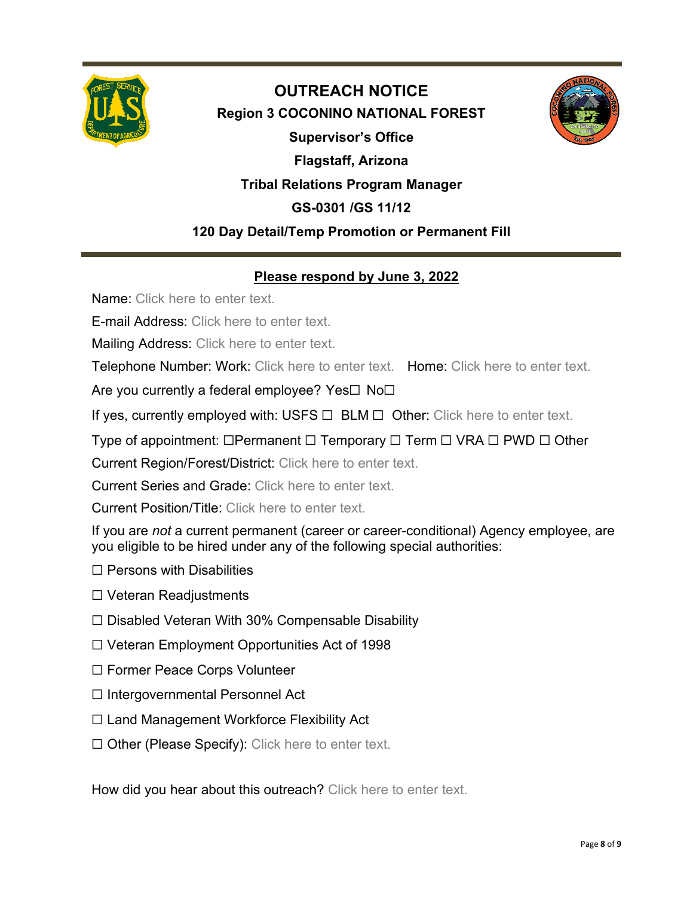# OUTREACH NOTICE

**Region 3 COCONINO NATIONAL FOREST**

**Supervisor's Office**

**Flagstaff, Arizona**

**Tribal Relations Program Manager**

**GS-0301 /GS 11/12**

**120 Day Detail/Temp Promotion or Permanent Fill**

**Please respond by June 3, 2022**

Name: Click here to enter text.

E-mail Address: Click here to enter text.

Mailing Address: Click here to enter text.

Telephone Number: Work: Click here to enter text. Home: Click here to enter text.

Are you currently a federal employee? Yes☐ No☐

If yes, currently employed with: USFS ☐ BLM ☐ Other: Click here to enter text.

Type of appointment: ☐Permanent ☐ Temporary ☐ Term ☐ VRA ☐ PWD ☐ Other

Current Region/Forest/District: Click here to enter text.

Current Series and Grade: Click here to enter text.

Current Position/Title: Click here to enter text.

If you are *not* a current permanent (career or career-conditional) Agency employee, are you eligible to be hired under any of the following special authorities:

☐ Persons with Disabilities

☐ Veteran Readjustments

☐ Disabled Veteran With 30% Compensable Disability

☐ Veteran Employment Opportunities Act of 1998

☐ Former Peace Corps Volunteer

☐ Intergovernmental Personnel Act

☐ Land Management Workforce Flexibility Act

☐ Other (Please Specify): Click here to enter text.

How did you hear about this outreach? Click here to enter text.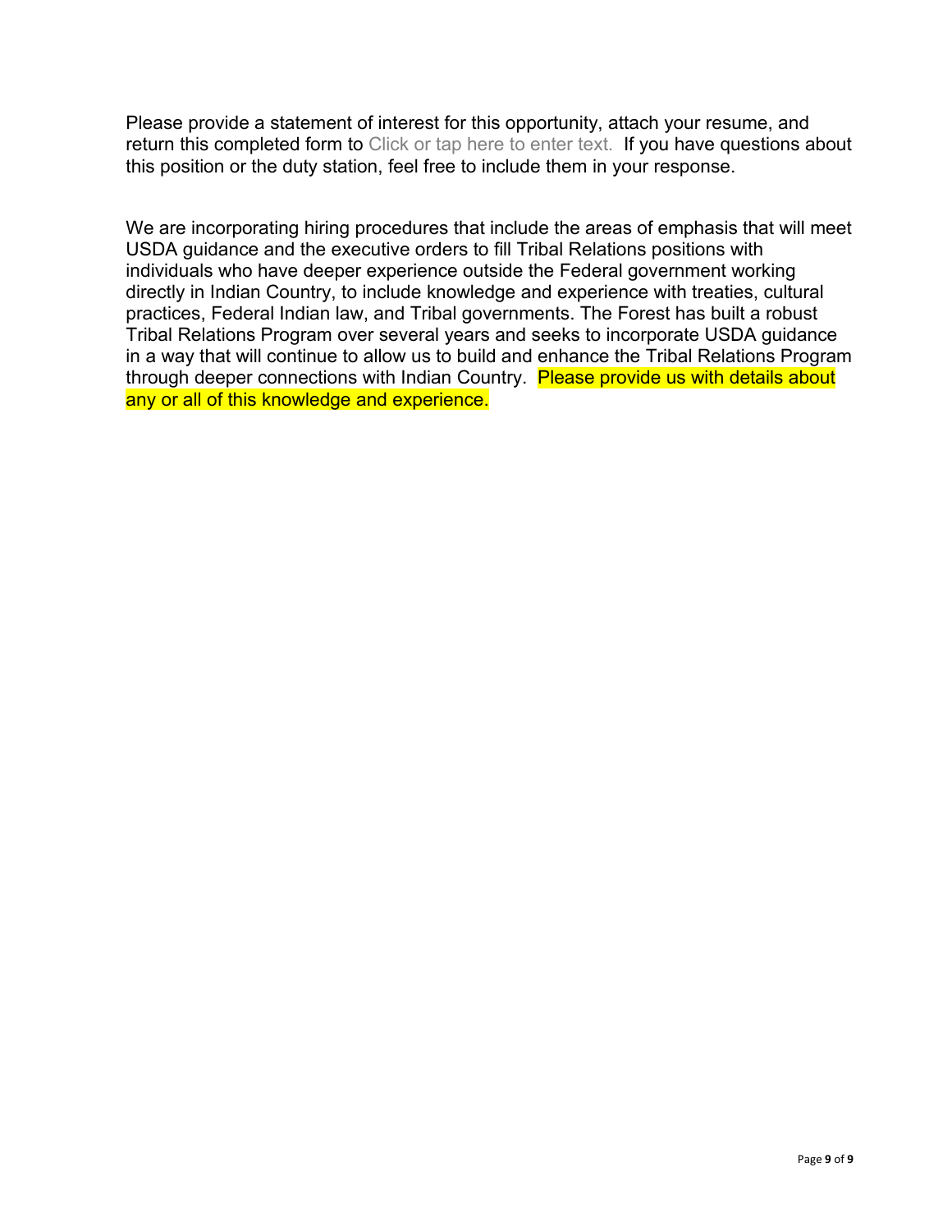Please provide a statement of interest for this opportunity, attach your resume, and return this completed form to Click or tap here to enter text. If you have questions about this position or the duty station, feel free to include them in your response.

We are incorporating hiring procedures that include the areas of emphasis that will meet USDA guidance and the executive orders to fill Tribal Relations positions with individuals who have deeper experience outside the Federal government working directly in Indian Country, to include knowledge and experience with treaties, cultural practices, Federal Indian law, and Tribal governments. The Forest has built a robust Tribal Relations Program over several years and seeks to incorporate USDA guidance in a way that will continue to allow us to build and enhance the Tribal Relations Program through deeper connections with Indian Country. Please provide us with details about any or all of this knowledge and experience.